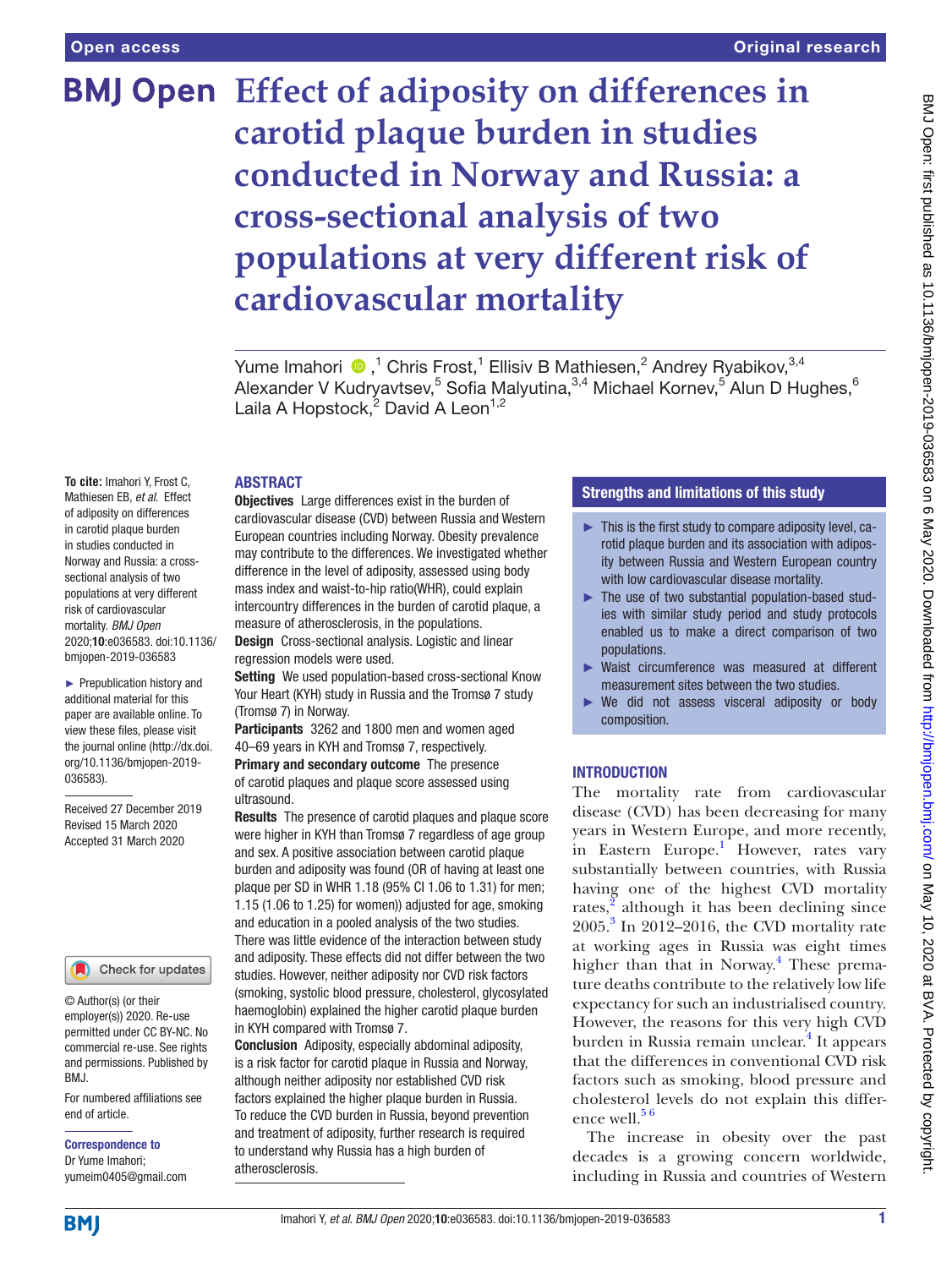# Effect of adiposity on differences in carotid plaque burden in studies conducted in Norway and Russia: a cross-sectional analysis of two populations at very different risk of cardiovascular mortality

Yume Imahori ,[1] Chris Frost,[1] Ellisiv B Mathiesen,[2] Andrey Ryabikov,[3,4] Alexander V Kudryavtsev,[5] Sofia Malyutina,[3,4] Michael Kornev,[5] Alun D Hughes,[6] Laila A Hopstock,[2] David A Leon[1,2]

**To cite:** Imahori Y, Frost C, Mathiesen EB, *et al*. Effect of adiposity on differences in carotid plaque burden in studies conducted in Norway and Russia: a cross-sectional analysis of two populations at very different risk of cardiovascular mortality. *BMJ Open* 2020;**10**:e036583. doi:10.1136/bmjopen-2019-036583

► Prepublication history and additional material for this paper are available online. To view these files, please visit the journal online (http://dx.doi.org/10.1136/bmjopen-2019-036583).

Received 27 December 2019
Revised 15 March 2020
Accepted 31 March 2020

© Author(s) (or their employer(s)) 2020. Re-use permitted under CC BY-NC. No commercial re-use. See rights and permissions. Published by BMJ.

For numbered affiliations see end of article.

**Correspondence to**
Dr Yume Imahori;
yumeim0405@gmail.com

## ABSTRACT

**Objectives** Large differences exist in the burden of cardiovascular disease (CVD) between Russia and Western European countries including Norway. Obesity prevalence may contribute to the differences. We investigated whether difference in the level of adiposity, assessed using body mass index and waist-to-hip ratio(WHR), could explain intercountry differences in the burden of carotid plaque, a measure of atherosclerosis, in the populations.

**Design** Cross-sectional analysis. Logistic and linear regression models were used.

**Setting** We used population-based cross-sectional Know Your Heart (KYH) study in Russia and the Tromsø 7 study (Tromsø 7) in Norway.

**Participants** 3262 and 1800 men and women aged 40–69 years in KYH and Tromsø 7, respectively.

**Primary and secondary outcome** The presence of carotid plaques and plaque score assessed using ultrasound.

**Results** The presence of carotid plaques and plaque score were higher in KYH than Tromsø 7 regardless of age group and sex. A positive association between carotid plaque burden and adiposity was found (OR of having at least one plaque per SD in WHR 1.18 (95% CI 1.06 to 1.31) for men; 1.15 (1.06 to 1.25) for women)) adjusted for age, smoking and education in a pooled analysis of the two studies. There was little evidence of the interaction between study and adiposity. These effects did not differ between the two studies. However, neither adiposity nor CVD risk factors (smoking, systolic blood pressure, cholesterol, glycosylated haemoglobin) explained the higher carotid plaque burden in KYH compared with Tromsø 7.

**Conclusion** Adiposity, especially abdominal adiposity, is a risk factor for carotid plaque in Russia and Norway, although neither adiposity nor established CVD risk factors explained the higher plaque burden in Russia. To reduce the CVD burden in Russia, beyond prevention and treatment of adiposity, further research is required to understand why Russia has a high burden of atherosclerosis.

## Strengths and limitations of this study

- ► This is the first study to compare adiposity level, carotid plaque burden and its association with adiposity between Russia and Western European country with low cardiovascular disease mortality.
- ► The use of two substantial population-based studies with similar study period and study protocols enabled us to make a direct comparison of two populations.
- ► Waist circumference was measured at different measurement sites between the two studies.
- ► We did not assess visceral adiposity or body composition.

## INTRODUCTION

The mortality rate from cardiovascular disease (CVD) has been decreasing for many years in Western Europe, and more recently, in Eastern Europe.[1] However, rates vary substantially between countries, with Russia having one of the highest CVD mortality rates,[2] although it has been declining since 2005.[3] In 2012–2016, the CVD mortality rate at working ages in Russia was eight times higher than that in Norway.[4] These premature deaths contribute to the relatively low life expectancy for such an industrialised country. However, the reasons for this very high CVD burden in Russia remain unclear.[4] It appears that the differences in conventional CVD risk factors such as smoking, blood pressure and cholesterol levels do not explain this difference well.[5,6]

The increase in obesity over the past decades is a growing concern worldwide, including in Russia and countries of Western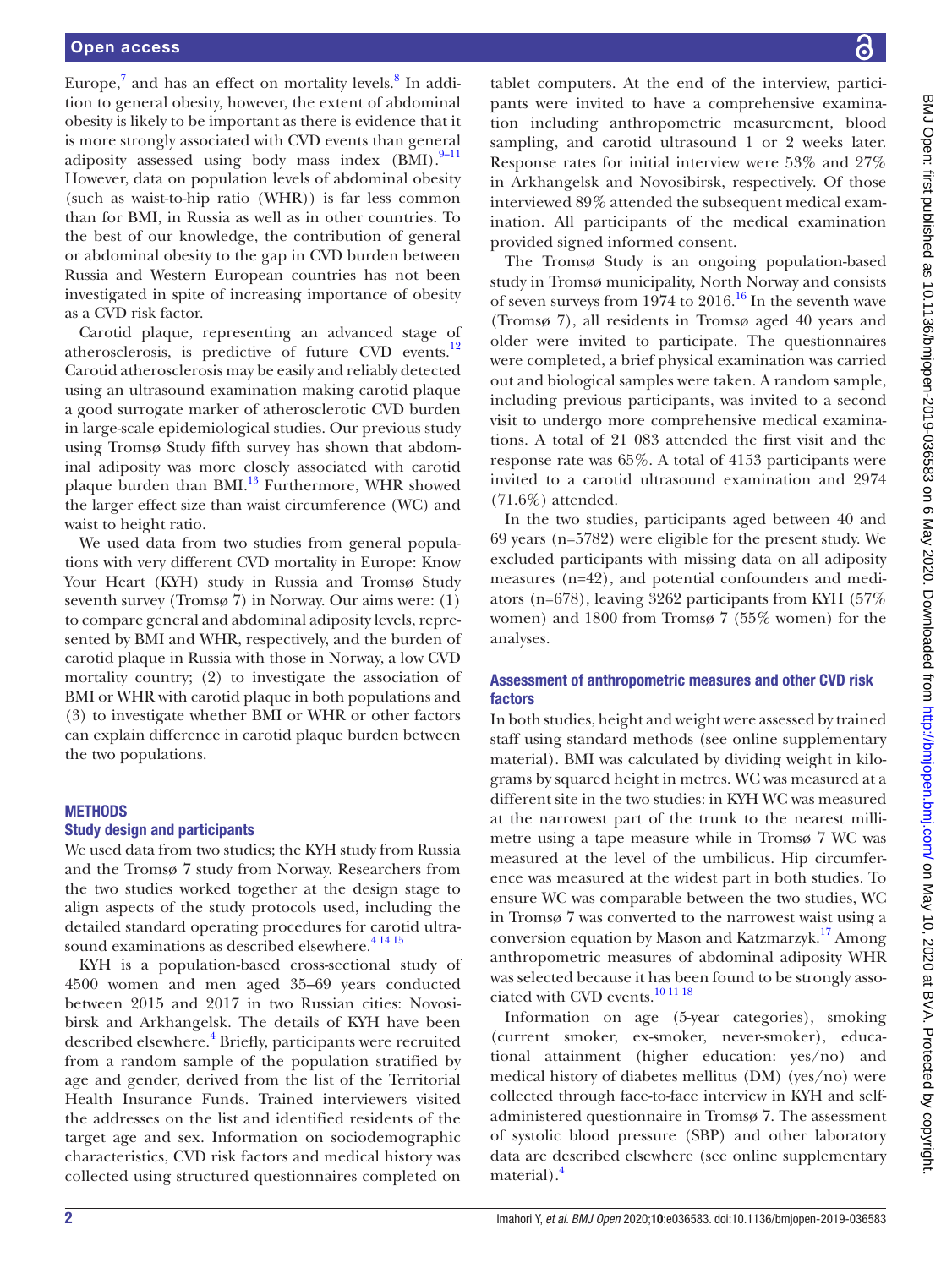Europe,[7] and has an effect on mortality levels.[8] In addition to general obesity, however, the extent of abdominal obesity is likely to be important as there is evidence that it is more strongly associated with CVD events than general adiposity assessed using body mass index (BMI).[9–11] However, data on population levels of abdominal obesity (such as waist-to-hip ratio (WHR)) is far less common than for BMI, in Russia as well as in other countries. To the best of our knowledge, the contribution of general or abdominal obesity to the gap in CVD burden between Russia and Western European countries has not been investigated in spite of increasing importance of obesity as a CVD risk factor.

Carotid plaque, representing an advanced stage of atherosclerosis, is predictive of future CVD events.[12] Carotid atherosclerosis may be easily and reliably detected using an ultrasound examination making carotid plaque a good surrogate marker of atherosclerotic CVD burden in large-scale epidemiological studies. Our previous study using Tromsø Study fifth survey has shown that abdominal adiposity was more closely associated with carotid plaque burden than BMI.[13] Furthermore, WHR showed the larger effect size than waist circumference (WC) and waist to height ratio.

We used data from two studies from general populations with very different CVD mortality in Europe: Know Your Heart (KYH) study in Russia and Tromsø Study seventh survey (Tromsø 7) in Norway. Our aims were: (1) to compare general and abdominal adiposity levels, represented by BMI and WHR, respectively, and the burden of carotid plaque in Russia with those in Norway, a low CVD mortality country; (2) to investigate the association of BMI or WHR with carotid plaque in both populations and (3) to investigate whether BMI or WHR or other factors can explain difference in carotid plaque burden between the two populations.

## METHODS

### Study design and participants

We used data from two studies; the KYH study from Russia and the Tromsø 7 study from Norway. Researchers from the two studies worked together at the design stage to align aspects of the study protocols used, including the detailed standard operating procedures for carotid ultrasound examinations as described elsewhere.[4 14 15]

KYH is a population-based cross-sectional study of 4500 women and men aged 35–69 years conducted between 2015 and 2017 in two Russian cities: Novosibirsk and Arkhangelsk. The details of KYH have been described elsewhere.[4] Briefly, participants were recruited from a random sample of the population stratified by age and gender, derived from the list of the Territorial Health Insurance Funds. Trained interviewers visited the addresses on the list and identified residents of the target age and sex. Information on sociodemographic characteristics, CVD risk factors and medical history was collected using structured questionnaires completed on tablet computers. At the end of the interview, participants were invited to have a comprehensive examination including anthropometric measurement, blood sampling, and carotid ultrasound 1 or 2 weeks later. Response rates for initial interview were 53% and 27% in Arkhangelsk and Novosibirsk, respectively. Of those interviewed 89% attended the subsequent medical examination. All participants of the medical examination provided signed informed consent.

The Tromsø Study is an ongoing population-based study in Tromsø municipality, North Norway and consists of seven surveys from 1974 to 2016.[16] In the seventh wave (Tromsø 7), all residents in Tromsø aged 40 years and older were invited to participate. The questionnaires were completed, a brief physical examination was carried out and biological samples were taken. A random sample, including previous participants, was invited to a second visit to undergo more comprehensive medical examinations. A total of 21 083 attended the first visit and the response rate was 65%. A total of 4153 participants were invited to a carotid ultrasound examination and 2974 (71.6%) attended.

In the two studies, participants aged between 40 and 69 years (n=5782) were eligible for the present study. We excluded participants with missing data on all adiposity measures (n=42), and potential confounders and mediators (n=678), leaving 3262 participants from KYH (57% women) and 1800 from Tromsø 7 (55% women) for the analyses.

### Assessment of anthropometric measures and other CVD risk factors

In both studies, height and weight were assessed by trained staff using standard methods (see online supplementary material). BMI was calculated by dividing weight in kilograms by squared height in metres. WC was measured at a different site in the two studies: in KYH WC was measured at the narrowest part of the trunk to the nearest millimetre using a tape measure while in Tromsø 7 WC was measured at the level of the umbilicus. Hip circumference was measured at the widest part in both studies. To ensure WC was comparable between the two studies, WC in Tromsø 7 was converted to the narrowest waist using a conversion equation by Mason and Katzmarzyk.[17] Among anthropometric measures of abdominal adiposity WHR was selected because it has been found to be strongly associated with CVD events.[10 11 18]

Information on age (5-year categories), smoking (current smoker, ex-smoker, never-smoker), educational attainment (higher education: yes/no) and medical history of diabetes mellitus (DM) (yes/no) were collected through face-to-face interview in KYH and self-administered questionnaire in Tromsø 7. The assessment of systolic blood pressure (SBP) and other laboratory data are described elsewhere (see online supplementary material).[4]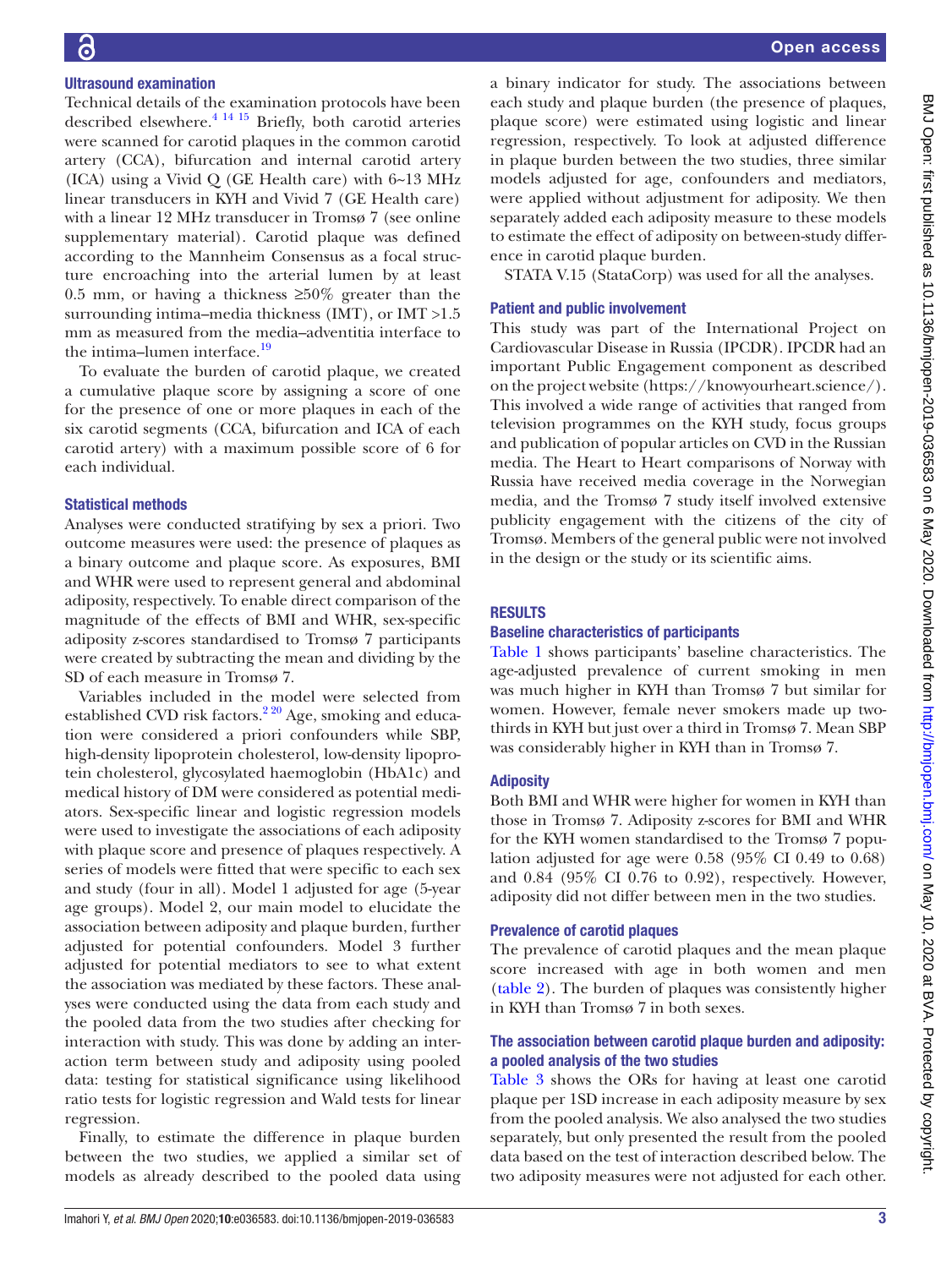### Ultrasound examination

Technical details of the examination protocols have been described elsewhere.[4 14 15] Briefly, both carotid arteries were scanned for carotid plaques in the common carotid artery (CCA), bifurcation and internal carotid artery (ICA) using a Vivid Q (GE Health care) with 6~13 MHz linear transducers in KYH and Vivid 7 (GE Health care) with a linear 12 MHz transducer in Tromsø 7 (see online supplementary material). Carotid plaque was defined according to the Mannheim Consensus as a focal structure encroaching into the arterial lumen by at least 0.5 mm, or having a thickness ≥50% greater than the surrounding intima–media thickness (IMT), or IMT >1.5 mm as measured from the media–adventitia interface to the intima–lumen interface.[19]

To evaluate the burden of carotid plaque, we created a cumulative plaque score by assigning a score of one for the presence of one or more plaques in each of the six carotid segments (CCA, bifurcation and ICA of each carotid artery) with a maximum possible score of 6 for each individual.

### Statistical methods

Analyses were conducted stratifying by sex a priori. Two outcome measures were used: the presence of plaques as a binary outcome and plaque score. As exposures, BMI and WHR were used to represent general and abdominal adiposity, respectively. To enable direct comparison of the magnitude of the effects of BMI and WHR, sex-specific adiposity z-scores standardised to Tromsø 7 participants were created by subtracting the mean and dividing by the SD of each measure in Tromsø 7.

Variables included in the model were selected from established CVD risk factors.[2 20] Age, smoking and education were considered a priori confounders while SBP, high-density lipoprotein cholesterol, low-density lipoprotein cholesterol, glycosylated haemoglobin (HbA1c) and medical history of DM were considered as potential mediators. Sex-specific linear and logistic regression models were used to investigate the associations of each adiposity with plaque score and presence of plaques respectively. A series of models were fitted that were specific to each sex and study (four in all). Model 1 adjusted for age (5-year age groups). Model 2, our main model to elucidate the association between adiposity and plaque burden, further adjusted for potential confounders. Model 3 further adjusted for potential mediators to see to what extent the association was mediated by these factors. These analyses were conducted using the data from each study and the pooled data from the two studies after checking for interaction with study. This was done by adding an interaction term between study and adiposity using pooled data: testing for statistical significance using likelihood ratio tests for logistic regression and Wald tests for linear regression.

Finally, to estimate the difference in plaque burden between the two studies, we applied a similar set of models as already described to the pooled data using a binary indicator for study. The associations between each study and plaque burden (the presence of plaques, plaque score) were estimated using logistic and linear regression, respectively. To look at adjusted difference in plaque burden between the two studies, three similar models adjusted for age, confounders and mediators, were applied without adjustment for adiposity. We then separately added each adiposity measure to these models to estimate the effect of adiposity on between-study difference in carotid plaque burden.

STATA V.15 (StataCorp) was used for all the analyses.

### Patient and public involvement

This study was part of the International Project on Cardiovascular Disease in Russia (IPCDR). IPCDR had an important Public Engagement component as described on the project website (https://knowyourheart.science/). This involved a wide range of activities that ranged from television programmes on the KYH study, focus groups and publication of popular articles on CVD in the Russian media. The Heart to Heart comparisons of Norway with Russia have received media coverage in the Norwegian media, and the Tromsø 7 study itself involved extensive publicity engagement with the citizens of the city of Tromsø. Members of the general public were not involved in the design or the study or its scientific aims.

## RESULTS

### Baseline characteristics of participants

Table 1 shows participants' baseline characteristics. The age-adjusted prevalence of current smoking in men was much higher in KYH than Tromsø 7 but similar for women. However, female never smokers made up two-thirds in KYH but just over a third in Tromsø 7. Mean SBP was considerably higher in KYH than in Tromsø 7.

### Adiposity

Both BMI and WHR were higher for women in KYH than those in Tromsø 7. Adiposity z-scores for BMI and WHR for the KYH women standardised to the Tromsø 7 population adjusted for age were 0.58 (95% CI 0.49 to 0.68) and 0.84 (95% CI 0.76 to 0.92), respectively. However, adiposity did not differ between men in the two studies.

### Prevalence of carotid plaques

The prevalence of carotid plaques and the mean plaque score increased with age in both women and men (table 2). The burden of plaques was consistently higher in KYH than Tromsø 7 in both sexes.

### The association between carotid plaque burden and adiposity: a pooled analysis of the two studies

Table 3 shows the ORs for having at least one carotid plaque per 1SD increase in each adiposity measure by sex from the pooled analysis. We also analysed the two studies separately, but only presented the result from the pooled data based on the test of interaction described below. The two adiposity measures were not adjusted for each other.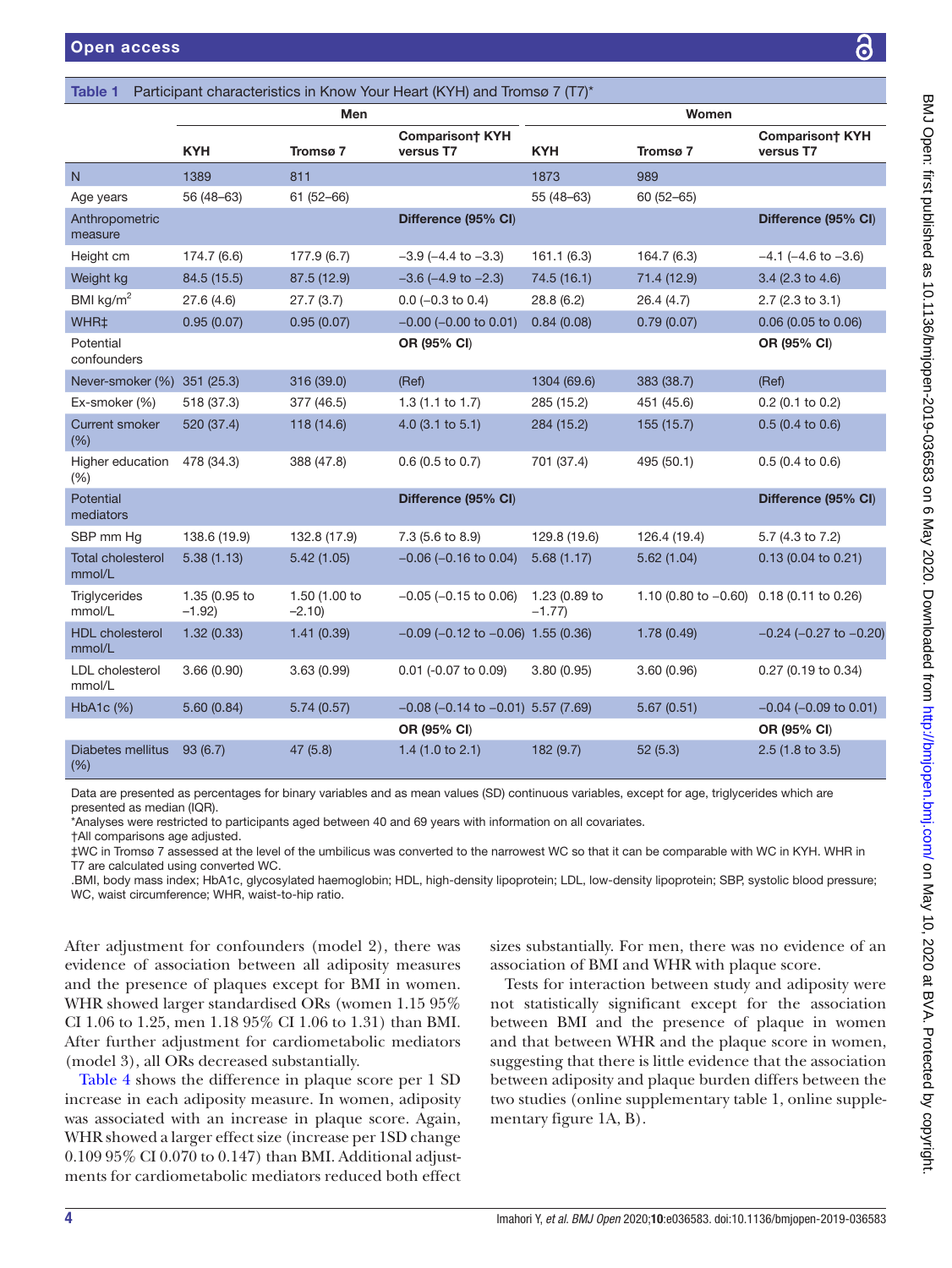**Table 1** Participant characteristics in Know Your Heart (KYH) and Tromsø 7 (T7)*

| | Men | | | Women | | |
|---|---|---|---|---|---|---|
| | **KYH** | **Tromsø 7** | **Comparison† KYH versus T7** | **KYH** | **Tromsø 7** | **Comparison† KYH versus T7** |
| N | 1389 | 811 | | 1873 | 989 | |
| Age years | 56 (48–63) | 61 (52–66) | | 55 (48–63) | 60 (52–65) | |
| Anthropometric measure | | | **Difference (95% CI)** | | | **Difference (95% CI)** |
| Height cm | 174.7 (6.6) | 177.9 (6.7) | −3.9 (−4.4 to −3.3) | 161.1 (6.3) | 164.7 (6.3) | −4.1 (−4.6 to −3.6) |
| Weight kg | 84.5 (15.5) | 87.5 (12.9) | −3.6 (−4.9 to −2.3) | 74.5 (16.1) | 71.4 (12.9) | 3.4 (2.3 to 4.6) |
| BMI kg/m$^2$ | 27.6 (4.6) | 27.7 (3.7) | 0.0 (−0.3 to 0.4) | 28.8 (6.2) | 26.4 (4.7) | 2.7 (2.3 to 3.1) |
| WHR‡ | 0.95 (0.07) | 0.95 (0.07) | −0.00 (−0.00 to 0.01) | 0.84 (0.08) | 0.79 (0.07) | 0.06 (0.05 to 0.06) |
| Potential confounders | | | **OR (95% CI)** | | | **OR (95% CI)** |
| Never-smoker (%) | 351 (25.3) | 316 (39.0) | (Ref) | 1304 (69.6) | 383 (38.7) | (Ref) |
| Ex-smoker (%) | 518 (37.3) | 377 (46.5) | 1.3 (1.1 to 1.7) | 285 (15.2) | 451 (45.6) | 0.2 (0.1 to 0.2) |
| Current smoker (%) | 520 (37.4) | 118 (14.6) | 4.0 (3.1 to 5.1) | 284 (15.2) | 155 (15.7) | 0.5 (0.4 to 0.6) |
| Higher education (%) | 478 (34.3) | 388 (47.8) | 0.6 (0.5 to 0.7) | 701 (37.4) | 495 (50.1) | 0.5 (0.4 to 0.6) |
| Potential mediators | | | **Difference (95% CI)** | | | **Difference (95% CI)** |
| SBP mm Hg | 138.6 (19.9) | 132.8 (17.9) | 7.3 (5.6 to 8.9) | 129.8 (19.6) | 126.4 (19.4) | 5.7 (4.3 to 7.2) |
| Total cholesterol mmol/L | 5.38 (1.13) | 5.42 (1.05) | −0.06 (−0.16 to 0.04) | 5.68 (1.17) | 5.62 (1.04) | 0.13 (0.04 to 0.21) |
| Triglycerides mmol/L | 1.35 (0.95 to −1.92) | 1.50 (1.00 to −2.10) | −0.05 (−0.15 to 0.06) | 1.23 (0.89 to −1.77) | 1.10 (0.80 to −0.60) | 0.18 (0.11 to 0.26) |
| HDL cholesterol mmol/L | 1.32 (0.33) | 1.41 (0.39) | −0.09 (−0.12 to −0.06) | 1.55 (0.36) | 1.78 (0.49) | −0.24 (−0.27 to −0.20) |
| LDL cholesterol mmol/L | 3.66 (0.90) | 3.63 (0.99) | 0.01 (-0.07 to 0.09) | 3.80 (0.95) | 3.60 (0.96) | 0.27 (0.19 to 0.34) |
| HbA1c (%) | 5.60 (0.84) | 5.74 (0.57) | −0.08 (−0.14 to −0.01) | 5.57 (7.69) | 5.67 (0.51) | −0.04 (−0.09 to 0.01) |
| | | | **OR (95% CI)** | | | **OR (95% CI)** |
| Diabetes mellitus (%) | 93 (6.7) | 47 (5.8) | 1.4 (1.0 to 2.1) | 182 (9.7) | 52 (5.3) | 2.5 (1.8 to 3.5) |

Data are presented as percentages for binary variables and as mean values (SD) continuous variables, except for age, triglycerides which are presented as median (IQR).
*Analyses were restricted to participants aged between 40 and 69 years with information on all covariates.
†All comparisons age adjusted.
‡WC in Tromsø 7 assessed at the level of the umbilicus was converted to the narrowest WC so that it can be comparable with WC in KYH. WHR in T7 are calculated using converted WC.
.BMI, body mass index; HbA1c, glycosylated haemoglobin; HDL, high-density lipoprotein; LDL, low-density lipoprotein; SBP, systolic blood pressure; WC, waist circumference; WHR, waist-to-hip ratio.

After adjustment for confounders (model 2), there was evidence of association between all adiposity measures and the presence of plaques except for BMI in women. WHR showed larger standardised ORs (women 1.15 95% CI 1.06 to 1.25, men 1.18 95% CI 1.06 to 1.31) than BMI. After further adjustment for cardiometabolic mediators (model 3), all ORs decreased substantially.

Table 4 shows the difference in plaque score per 1 SD increase in each adiposity measure. In women, adiposity was associated with an increase in plaque score. Again, WHR showed a larger effect size (increase per 1SD change 0.109 95% CI 0.070 to 0.147) than BMI. Additional adjustments for cardiometabolic mediators reduced both effect sizes substantially. For men, there was no evidence of an association of BMI and WHR with plaque score.

Tests for interaction between study and adiposity were not statistically significant except for the association between BMI and the presence of plaque in women and that between WHR and the plaque score in women, suggesting that there is little evidence that the association between adiposity and plaque burden differs between the two studies (online supplementary table 1, online supplementary figure 1A, B).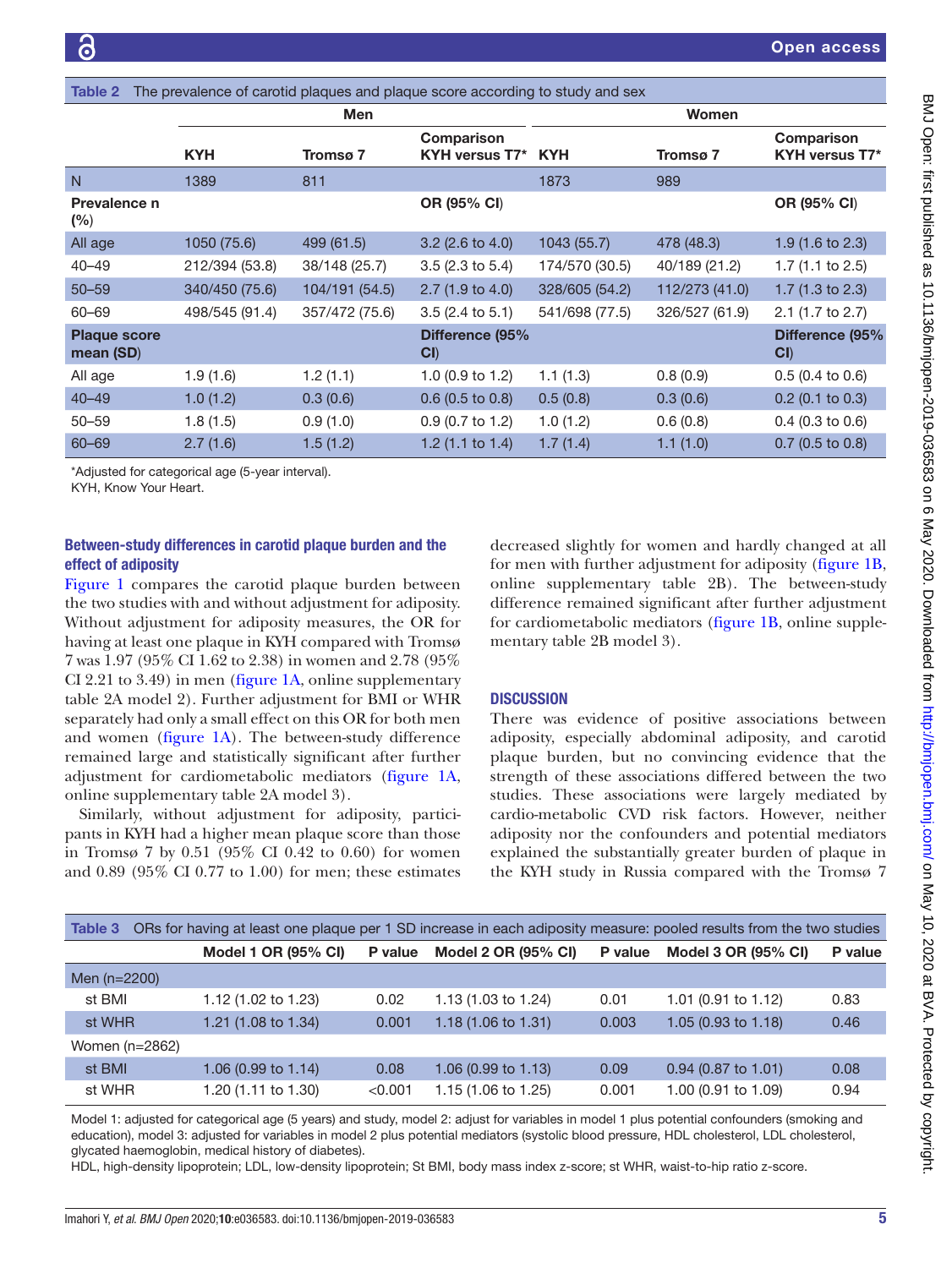Table 2 The prevalence of carotid plaques and plaque score according to study and sex

| | Men | | | Women | | |
|---|---|---|---|---|---|---|
| | KYH | Tromsø 7 | Comparison KYH versus T7* | KYH | Tromsø 7 | Comparison KYH versus T7* |
| N | 1389 | 811 | | 1873 | 989 | |
| **Prevalence n (%)** | | | **OR (95% CI)** | | | **OR (95% CI)** |
| All age | 1050 (75.6) | 499 (61.5) | 3.2 (2.6 to 4.0) | 1043 (55.7) | 478 (48.3) | 1.9 (1.6 to 2.3) |
| 40–49 | 212/394 (53.8) | 38/148 (25.7) | 3.5 (2.3 to 5.4) | 174/570 (30.5) | 40/189 (21.2) | 1.7 (1.1 to 2.5) |
| 50–59 | 340/450 (75.6) | 104/191 (54.5) | 2.7 (1.9 to 4.0) | 328/605 (54.2) | 112/273 (41.0) | 1.7 (1.3 to 2.3) |
| 60–69 | 498/545 (91.4) | 357/472 (75.6) | 3.5 (2.4 to 5.1) | 541/698 (77.5) | 326/527 (61.9) | 2.1 (1.7 to 2.7) |
| **Plaque score mean (SD)** | | | **Difference (95% CI)** | | | **Difference (95% CI)** |
| All age | 1.9 (1.6) | 1.2 (1.1) | 1.0 (0.9 to 1.2) | 1.1 (1.3) | 0.8 (0.9) | 0.5 (0.4 to 0.6) |
| 40–49 | 1.0 (1.2) | 0.3 (0.6) | 0.6 (0.5 to 0.8) | 0.5 (0.8) | 0.3 (0.6) | 0.2 (0.1 to 0.3) |
| 50–59 | 1.8 (1.5) | 0.9 (1.0) | 0.9 (0.7 to 1.2) | 1.0 (1.2) | 0.6 (0.8) | 0.4 (0.3 to 0.6) |
| 60–69 | 2.7 (1.6) | 1.5 (1.2) | 1.2 (1.1 to 1.4) | 1.7 (1.4) | 1.1 (1.0) | 0.7 (0.5 to 0.8) |

*Adjusted for categorical age (5-year interval).
KYH, Know Your Heart.

### Between-study differences in carotid plaque burden and the effect of adiposity

Figure 1 compares the carotid plaque burden between the two studies with and without adjustment for adiposity. Without adjustment for adiposity measures, the OR for having at least one plaque in KYH compared with Tromsø 7 was 1.97 (95% CI 1.62 to 2.38) in women and 2.78 (95% CI 2.21 to 3.49) in men (figure 1A, online supplementary table 2A model 2). Further adjustment for BMI or WHR separately had only a small effect on this OR for both men and women (figure 1A). The between-study difference remained large and statistically significant after further adjustment for cardiometabolic mediators (figure 1A, online supplementary table 2A model 3).

Similarly, without adjustment for adiposity, participants in KYH had a higher mean plaque score than those in Tromsø 7 by 0.51 (95% CI 0.42 to 0.60) for women and 0.89 (95% CI 0.77 to 1.00) for men; these estimates decreased slightly for women and hardly changed at all for men with further adjustment for adiposity (figure 1B, online supplementary table 2B). The between-study difference remained significant after further adjustment for cardiometabolic mediators (figure 1B, online supplementary table 2B model 3).

## DISCUSSION

There was evidence of positive associations between adiposity, especially abdominal adiposity, and carotid plaque burden, but no convincing evidence that the strength of these associations differed between the two studies. These associations were largely mediated by cardio-metabolic CVD risk factors. However, neither adiposity nor the confounders and potential mediators explained the substantially greater burden of plaque in the KYH study in Russia compared with the Tromsø 7

Table 3 ORs for having at least one plaque per 1 SD increase in each adiposity measure: pooled results from the two studies

| | Model 1 OR (95% CI) | P value | Model 2 OR (95% CI) | P value | Model 3 OR (95% CI) | P value |
|---|---|---|---|---|---|---|
| Men (n=2200) | | | | | | |
| st BMI | 1.12 (1.02 to 1.23) | 0.02 | 1.13 (1.03 to 1.24) | 0.01 | 1.01 (0.91 to 1.12) | 0.83 |
| st WHR | 1.21 (1.08 to 1.34) | 0.001 | 1.18 (1.06 to 1.31) | 0.003 | 1.05 (0.93 to 1.18) | 0.46 |
| Women (n=2862) | | | | | | |
| st BMI | 1.06 (0.99 to 1.14) | 0.08 | 1.06 (0.99 to 1.13) | 0.09 | 0.94 (0.87 to 1.01) | 0.08 |
| st WHR | 1.20 (1.11 to 1.30) | <0.001 | 1.15 (1.06 to 1.25) | 0.001 | 1.00 (0.91 to 1.09) | 0.94 |

Model 1: adjusted for categorical age (5 years) and study, model 2: adjust for variables in model 1 plus potential confounders (smoking and education), model 3: adjusted for variables in model 2 plus potential mediators (systolic blood pressure, HDL cholesterol, LDL cholesterol, glycated haemoglobin, medical history of diabetes).
HDL, high-density lipoprotein; LDL, low-density lipoprotein; St BMI, body mass index z-score; st WHR, waist-to-hip ratio z-score.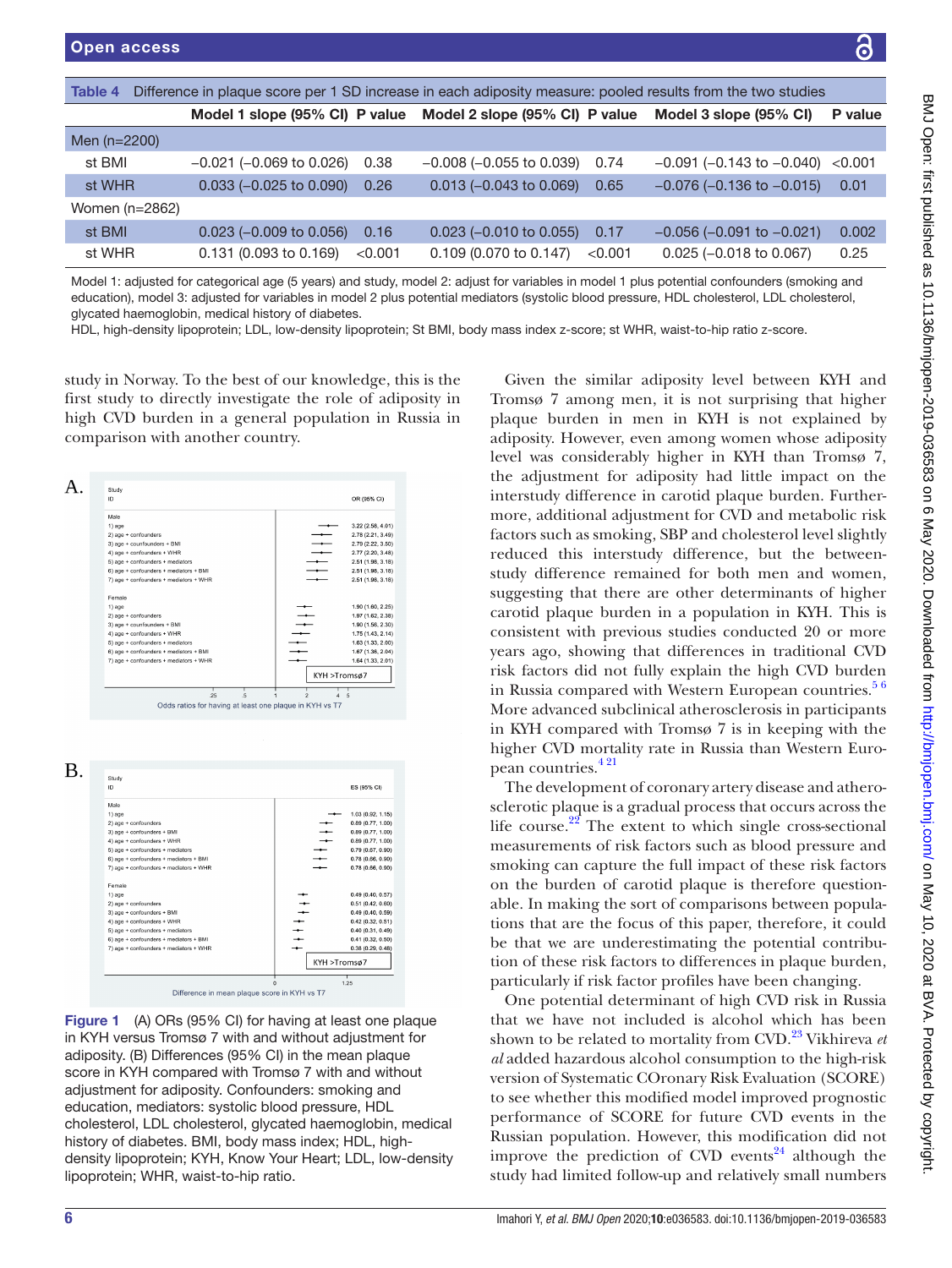**Table 4** Difference in plaque score per 1 SD increase in each adiposity measure: pooled results from the two studies

| | Model 1 slope (95% CI) | P value | Model 2 slope (95% CI) | P value | Model 3 slope (95% CI) | P value |
|---|---|---|---|---|---|---|
| Men (n=2200) | | | | | | |
| st BMI | −0.021 (−0.069 to 0.026) | 0.38 | −0.008 (−0.055 to 0.039) | 0.74 | −0.091 (−0.143 to −0.040) | <0.001 |
| st WHR | 0.033 (−0.025 to 0.090) | 0.26 | 0.013 (−0.043 to 0.069) | 0.65 | −0.076 (−0.136 to −0.015) | 0.01 |
| Women (n=2862) | | | | | | |
| st BMI | 0.023 (−0.009 to 0.056) | 0.16 | 0.023 (−0.010 to 0.055) | 0.17 | −0.056 (−0.091 to −0.021) | 0.002 |
| st WHR | 0.131 (0.093 to 0.169) | <0.001 | 0.109 (0.070 to 0.147) | <0.001 | 0.025 (−0.018 to 0.067) | 0.25 |

Model 1: adjusted for categorical age (5 years) and study, model 2: adjust for variables in model 1 plus potential confounders (smoking and education), model 3: adjusted for variables in model 2 plus potential mediators (systolic blood pressure, HDL cholesterol, LDL cholesterol, glycated haemoglobin, medical history of diabetes.

HDL, high-density lipoprotein; LDL, low-density lipoprotein; St BMI, body mass index z-score; st WHR, waist-to-hip ratio z-score.

study in Norway. To the best of our knowledge, this is the first study to directly investigate the role of adiposity in high CVD burden in a general population in Russia in comparison with another country.

**Figure 1** (A) ORs (95% CI) for having at least one plaque in KYH versus Tromsø 7 with and without adjustment for adiposity. (B) Differences (95% CI) in the mean plaque score in KYH compared with Tromsø 7 with and without adjustment for adiposity. Confounders: smoking and education, mediators: systolic blood pressure, HDL cholesterol, LDL cholesterol, glycated haemoglobin, medical history of diabetes. BMI, body mass index; HDL, high-density lipoprotein; KYH, Know Your Heart; LDL, low-density lipoprotein; WHR, waist-to-hip ratio.

Given the similar adiposity level between KYH and Tromsø 7 among men, it is not surprising that higher plaque burden in men in KYH is not explained by adiposity. However, even among women whose adiposity level was considerably higher in KYH than Tromsø 7, the adjustment for adiposity had little impact on the interstudy difference in carotid plaque burden. Furthermore, additional adjustment for CVD and metabolic risk factors such as smoking, SBP and cholesterol level slightly reduced this interstudy difference, but the between-study difference remained for both men and women, suggesting that there are other determinants of higher carotid plaque burden in a population in KYH. This is consistent with previous studies conducted 20 or more years ago, showing that differences in traditional CVD risk factors did not fully explain the high CVD burden in Russia compared with Western European countries.[5,6] More advanced subclinical atherosclerosis in participants in KYH compared with Tromsø 7 is in keeping with the higher CVD mortality rate in Russia than Western European countries.[4,21]

The development of coronary artery disease and atherosclerotic plaque is a gradual process that occurs across the life course.[22] The extent to which single cross-sectional measurements of risk factors such as blood pressure and smoking can capture the full impact of these risk factors on the burden of carotid plaque is therefore questionable. In making the type of comparisons between populations that are the focus of this paper, therefore, it could be that we are underestimating the potential contribution of these risk factors to differences in plaque burden, particularly if risk factor profiles have been changing.

One potential determinant of high CVD risk in Russia that we have not included is alcohol which has been shown to be related to mortality from CVD.[23] Vikhireva *et al* added hazardous alcohol consumption to the high-risk version of Systematic COronary Risk Evaluation (SCORE) to see whether this modified model improved prognostic performance of SCORE for future CVD events in the Russian population. However, this modification did not improve the prediction of CVD events[24] although the study had limited follow-up and relatively small numbers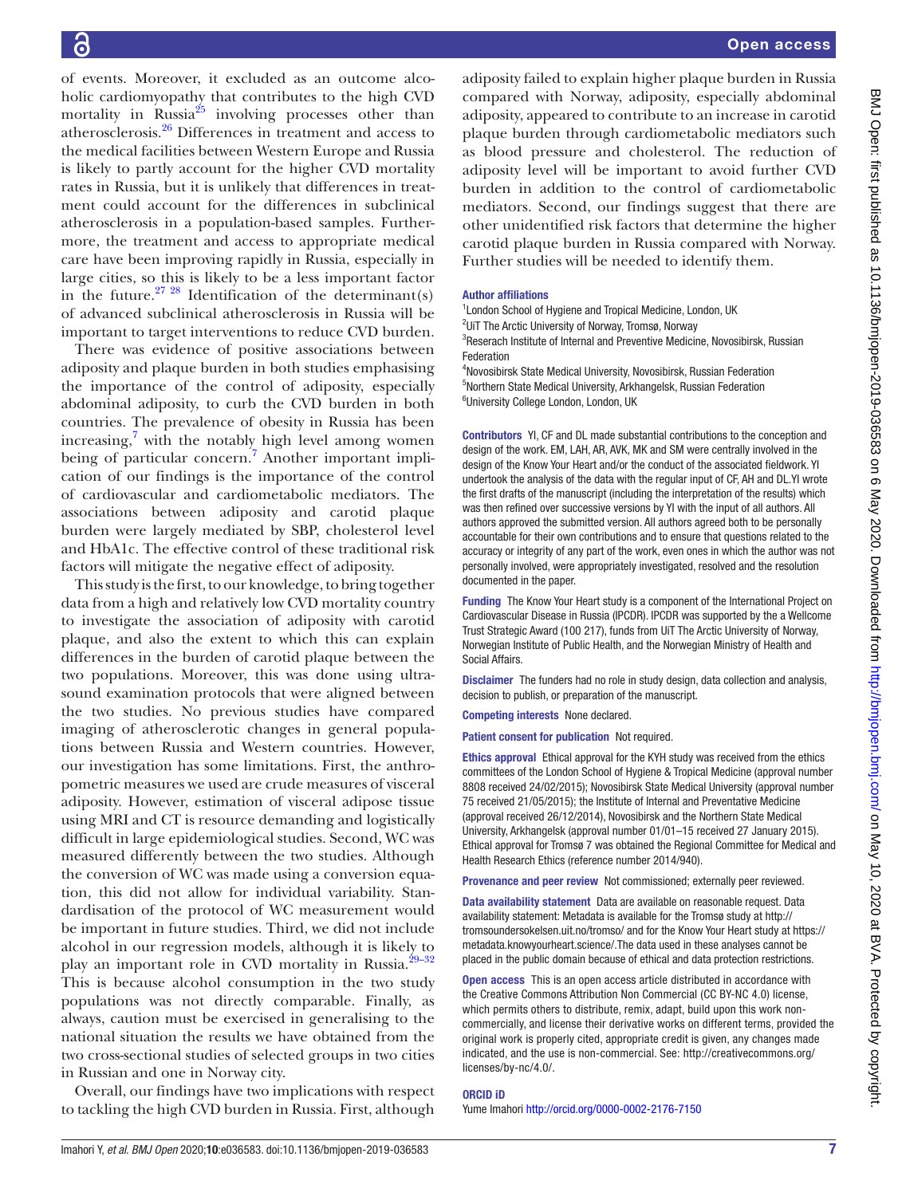of events. Moreover, it excluded as an outcome alcoholic cardiomyopathy that contributes to the high CVD mortality in Russia[25] involving processes other than atherosclerosis.[26] Differences in treatment and access to the medical facilities between Western Europe and Russia is likely to partly account for the higher CVD mortality rates in Russia, but it is unlikely that differences in treatment could account for the differences in subclinical atherosclerosis in a population-based samples. Furthermore, the treatment and access to appropriate medical care have been improving rapidly in Russia, especially in large cities, so this is likely to be a less important factor in the future.[27 28] Identification of the determinant(s) of advanced subclinical atherosclerosis in Russia will be important to target interventions to reduce CVD burden.

There was evidence of positive associations between adiposity and plaque burden in both studies emphasising the importance of the control of adiposity, especially abdominal adiposity, to curb the CVD burden in both countries. The prevalence of obesity in Russia has been increasing,[7] with the notably high level among women being of particular concern.[7] Another important implication of our findings is the importance of the control of cardiovascular and cardiometabolic mediators. The associations between adiposity and carotid plaque burden were largely mediated by SBP, cholesterol level and HbA1c. The effective control of these traditional risk factors will mitigate the negative effect of adiposity.

This study is the first, to our knowledge, to bring together data from a high and relatively low CVD mortality country to investigate the association of adiposity with carotid plaque, and also the extent to which this can explain differences in the burden of carotid plaque between the two populations. Moreover, this was done using ultrasound examination protocols that were aligned between the two studies. No previous studies have compared imaging of atherosclerotic changes in general populations between Russia and Western countries. However, our investigation has some limitations. First, the anthropometric measures we used are crude measures of visceral adiposity. However, estimation of visceral adipose tissue using MRI and CT is resource demanding and logistically difficult in large epidemiological studies. Second, WC was measured differently between the two studies. Although the conversion of WC was made using a conversion equation, this did not allow for individual variability. Standardisation of the protocol of WC measurement would be important in future studies. Third, we did not include alcohol in our regression models, although it is likely to play an important role in CVD mortality in Russia.[29–32] This is because alcohol consumption in the two study populations was not directly comparable. Finally, as always, caution must be exercised in generalising to the national situation the results we have obtained from the two cross-sectional studies of selected groups in two cities in Russian and one in Norway city.

Overall, our findings have two implications with respect to tackling the high CVD burden in Russia. First, although adiposity failed to explain higher plaque burden in Russia compared with Norway, adiposity, especially abdominal adiposity, appeared to contribute to an increase in carotid plaque burden through cardiometabolic mediators such as blood pressure and cholesterol. The reduction of adiposity level will be important to avoid further CVD burden in addition to the control of cardiometabolic mediators. Second, our findings suggest that there are other unidentified risk factors that determine the higher carotid plaque burden in Russia compared with Norway. Further studies will be needed to identify them.

**Author affiliations**

[1]London School of Hygiene and Tropical Medicine, London, UK
[2]UiT The Arctic University of Norway, Tromsø, Norway
[3]Reserach Institute of Internal and Preventive Medicine, Novosibirsk, Russian Federation
[4]Novosibirsk State Medical University, Novosibirsk, Russian Federation
[5]Northern State Medical University, Arkhangelsk, Russian Federation
[6]University College London, London, UK

**Contributors** YI, CF and DL made substantial contributions to the conception and design of the work. EM, LAH, AR, AVK, MK and SM were centrally involved in the design of the Know Your Heart and/or the conduct of the associated fieldwork. YI undertook the analysis of the data with the regular input of CF, AH and DL.YI wrote the first drafts of the manuscript (including the interpretation of the results) which was then refined over successive versions by YI with the input of all authors. All authors approved the submitted version. All authors agreed both to be personally accountable for their own contributions and to ensure that questions related to the accuracy or integrity of any part of the work, even ones in which the author was not personally involved, were appropriately investigated, resolved and the resolution documented in the paper.

**Funding** The Know Your Heart study is a component of the International Project on Cardiovascular Disease in Russia (IPCDR). IPCDR was supported by the a Wellcome Trust Strategic Award (100 217), funds from UiT The Arctic University of Norway, Norwegian Institute of Public Health, and the Norwegian Ministry of Health and Social Affairs.

**Disclaimer** The funders had no role in study design, data collection and analysis, decision to publish, or preparation of the manuscript.

**Competing interests** None declared.

**Patient consent for publication** Not required.

**Ethics approval** Ethical approval for the KYH study was received from the ethics committees of the London School of Hygiene & Tropical Medicine (approval number 8808 received 24/02/2015); Novosibirsk State Medical University (approval number 75 received 21/05/2015); the Institute of Internal and Preventative Medicine (approval received 26/12/2014), Novosibirsk and the Northern State Medical University, Arkhangelsk (approval number 01/01–15 received 27 January 2015). Ethical approval for Tromsø 7 was obtained the Regional Committee for Medical and Health Research Ethics (reference number 2014/940).

**Provenance and peer review** Not commissioned; externally peer reviewed.

**Data availability statement** Data are available on reasonable request. Data availability statement: Metadata is available for the Tromsø study at http://tromsoundersokelsen.uit.no/tromso/ and for the Know Your Heart study at https://metadata.knowyourheart.science/.The data used in these analyses cannot be placed in the public domain because of ethical and data protection restrictions.

**Open access** This is an open access article distributed in accordance with the Creative Commons Attribution Non Commercial (CC BY-NC 4.0) license, which permits others to distribute, remix, adapt, build upon this work non-commercially, and license their derivative works on different terms, provided the original work is properly cited, appropriate credit is given, any changes made indicated, and the use is non-commercial. See: http://creativecommons.org/licenses/by-nc/4.0/.

**ORCID iD**

Yume Imahori http://orcid.org/0000-0002-2176-7150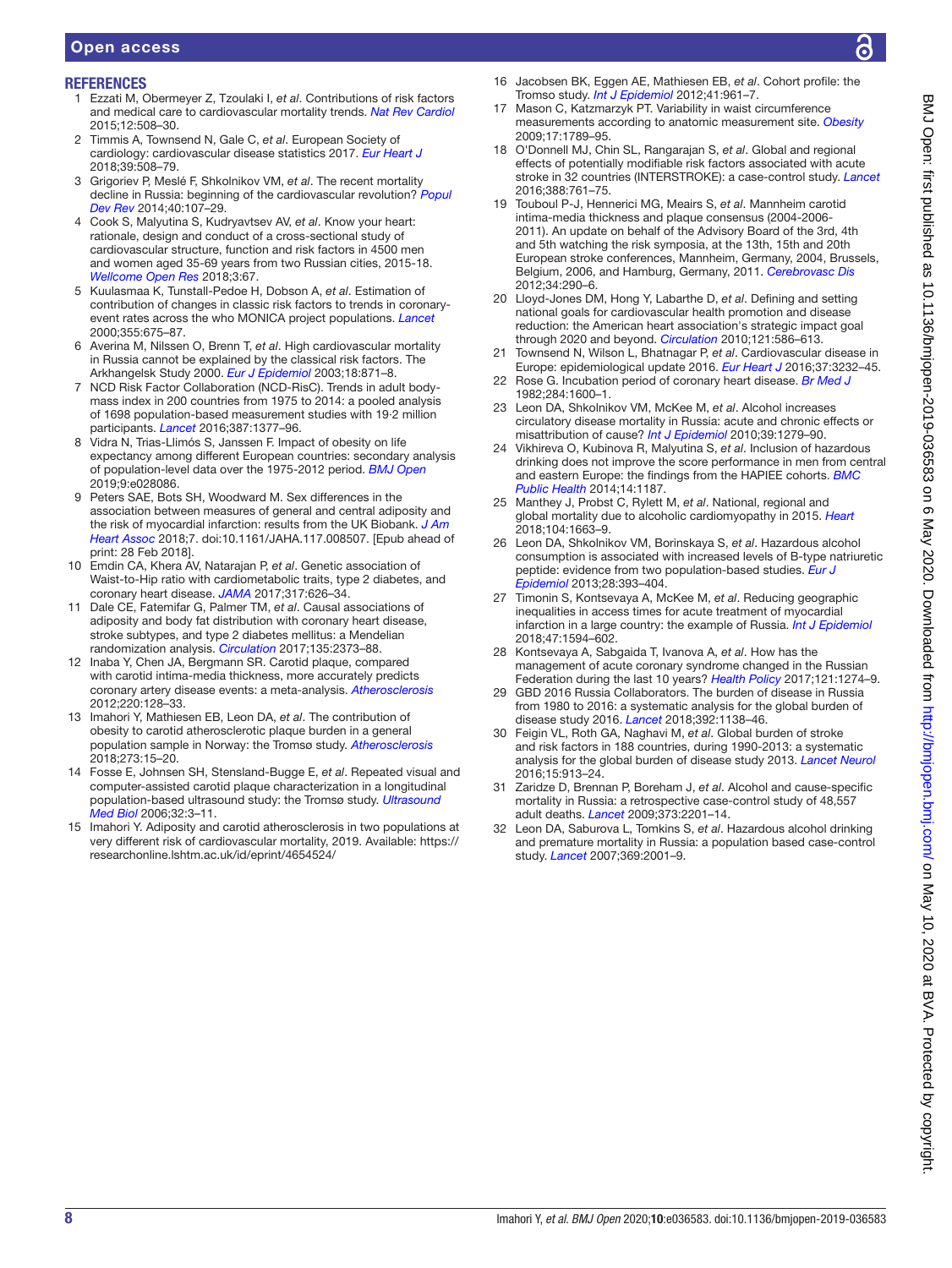## REFERENCES

1. Ezzati M, Obermeyer Z, Tzoulaki I, *et al*. Contributions of risk factors and medical care to cardiovascular mortality trends. *Nat Rev Cardiol* 2015;12:508–30.
2. Timmis A, Townsend N, Gale C, *et al*. European Society of cardiology: cardiovascular disease statistics 2017. *Eur Heart J* 2018;39:508–79.
3. Grigoriev P, Meslé F, Shkolnikov VM, *et al*. The recent mortality decline in Russia: beginning of the cardiovascular revolution? *Popul Dev Rev* 2014;40:107–29.
4. Cook S, Malyutina S, Kudryavtsev AV, *et al*. Know your heart: rationale, design and conduct of a cross-sectional study of cardiovascular structure, function and risk factors in 4500 men and women aged 35-69 years from two Russian cities, 2015-18. *Wellcome Open Res* 2018;3:67.
5. Kuulasmaa K, Tunstall-Pedoe H, Dobson A, *et al*. Estimation of contribution of changes in classic risk factors to trends in coronary-event rates across the who MONICA project populations. *Lancet* 2000;355:675–87.
6. Averina M, Nilssen O, Brenn T, *et al*. High cardiovascular mortality in Russia cannot be explained by the classical risk factors. The Arkhangelsk Study 2000. *Eur J Epidemiol* 2003;18:871–8.
7. NCD Risk Factor Collaboration (NCD-RisC). Trends in adult body-mass index in 200 countries from 1975 to 2014: a pooled analysis of 1698 population-based measurement studies with 19·2 million participants. *Lancet* 2016;387:1377–96.
8. Vidra N, Trias-Llimós S, Janssen F. Impact of obesity on life expectancy among different European countries: secondary analysis of population-level data over the 1975-2012 period. *BMJ Open* 2019;9:e028086.
9. Peters SAE, Bots SH, Woodward M. Sex differences in the association between measures of general and central adiposity and the risk of myocardial infarction: results from the UK Biobank. *J Am Heart Assoc* 2018;7. doi:10.1161/JAHA.117.008507. [Epub ahead of print: 28 Feb 2018].
10. Emdin CA, Khera AV, Natarajan P, *et al*. Genetic association of Waist-to-Hip ratio with cardiometabolic traits, type 2 diabetes, and coronary heart disease. *JAMA* 2017;317:626–34.
11. Dale CE, Fatemifar G, Palmer TM, *et al*. Causal associations of adiposity and body fat distribution with coronary heart disease, stroke subtypes, and type 2 diabetes mellitus: a Mendelian randomization analysis. *Circulation* 2017;135:2373–88.
12. Inaba Y, Chen JA, Bergmann SR. Carotid plaque, compared with carotid intima-media thickness, more accurately predicts coronary artery disease events: a meta-analysis. *Atherosclerosis* 2012;220:128–33.
13. Imahori Y, Mathiesen EB, Leon DA, *et al*. The contribution of obesity to carotid atherosclerotic plaque burden in a general population sample in Norway: the Tromsø study. *Atherosclerosis* 2018;273:15–20.
14. Fosse E, Johnsen SH, Stensland-Bugge E, *et al*. Repeated visual and computer-assisted carotid plaque characterization in a longitudinal population-based ultrasound study: the Tromsø study. *Ultrasound Med Biol* 2006;32:3–11.
15. Imahori Y. Adiposity and carotid atherosclerosis in two populations at very different risk of cardiovascular mortality, 2019. Available: https://researchonline.lshtm.ac.uk/id/eprint/4654524/
16. Jacobsen BK, Eggen AE, Mathiesen EB, *et al*. Cohort profile: the Tromso study. *Int J Epidemiol* 2012;41:961–7.
17. Mason C, Katzmarzyk PT. Variability in waist circumference measurements according to anatomic measurement site. *Obesity* 2009;17:1789–95.
18. O'Donnell MJ, Chin SL, Rangarajan S, *et al*. Global and regional effects of potentially modifiable risk factors associated with acute stroke in 32 countries (INTERSTROKE): a case-control study. *Lancet* 2016;388:761–75.
19. Touboul P-J, Hennerici MG, Meairs S, *et al*. Mannheim carotid intima-media thickness and plaque consensus (2004-2006-2011). An update on behalf of the Advisory Board of the 3rd, 4th and 5th watching the risk symposia, at the 13th, 15th and 20th European stroke conferences, Mannheim, Germany, 2004, Brussels, Belgium, 2006, and Hamburg, Germany, 2011. *Cerebrovasc Dis* 2012;34:290–6.
20. Lloyd-Jones DM, Hong Y, Labarthe D, *et al*. Defining and setting national goals for cardiovascular health promotion and disease reduction: the American heart association's strategic impact goal through 2020 and beyond. *Circulation* 2010;121:586–613.
21. Townsend N, Wilson L, Bhatnagar P, *et al*. Cardiovascular disease in Europe: epidemiological update 2016. *Eur Heart J* 2016;37:3232–45.
22. Rose G. Incubation period of coronary heart disease. *Br Med J* 1982;284:1600–1.
23. Leon DA, Shkolnikov VM, McKee M, *et al*. Alcohol increases circulatory disease mortality in Russia: acute and chronic effects or misattribution of cause? *Int J Epidemiol* 2010;39:1279–90.
24. Vikhireva O, Kubinova R, Malyutina S, *et al*. Inclusion of hazardous drinking does not improve the score performance in men from central and eastern Europe: the findings from the HAPIEE cohorts. *BMC Public Health* 2014;14:1187.
25. Manthey J, Probst C, Rylett M, *et al*. National, regional and global mortality due to alcoholic cardiomyopathy in 2015. *Heart* 2018;104:1663–9.
26. Leon DA, Shkolnikov VM, Borinskaya S, *et al*. Hazardous alcohol consumption is associated with increased levels of B-type natriuretic peptide: evidence from two population-based studies. *Eur J Epidemiol* 2013;28:393–404.
27. Timonin S, Kontsevaya A, McKee M, *et al*. Reducing geographic inequalities in access times for acute treatment of myocardial infarction in a large country: the example of Russia. *Int J Epidemiol* 2018;47:1594–602.
28. Kontsevaya A, Sabgaida T, Ivanova A, *et al*. How has the management of acute coronary syndrome changed in the Russian Federation during the last 10 years? *Health Policy* 2017;121:1274–9.
29. GBD 2016 Russia Collaborators. The burden of disease in Russia from 1980 to 2016: a systematic analysis for the global burden of disease study 2016. *Lancet* 2018;392:1138–46.
30. Feigin VL, Roth GA, Naghavi M, *et al*. Global burden of stroke and risk factors in 188 countries, during 1990-2013: a systematic analysis for the global burden of disease study 2013. *Lancet Neurol* 2016;15:913–24.
31. Zaridze D, Brennan P, Boreham J, *et al*. Alcohol and cause-specific mortality in Russia: a retrospective case-control study of 48,557 adult deaths. *Lancet* 2009;373:2201–14.
32. Leon DA, Saburova L, Tomkins S, *et al*. Hazardous alcohol drinking and premature mortality in Russia: a population based case-control study. *Lancet* 2007;369:2001–9.